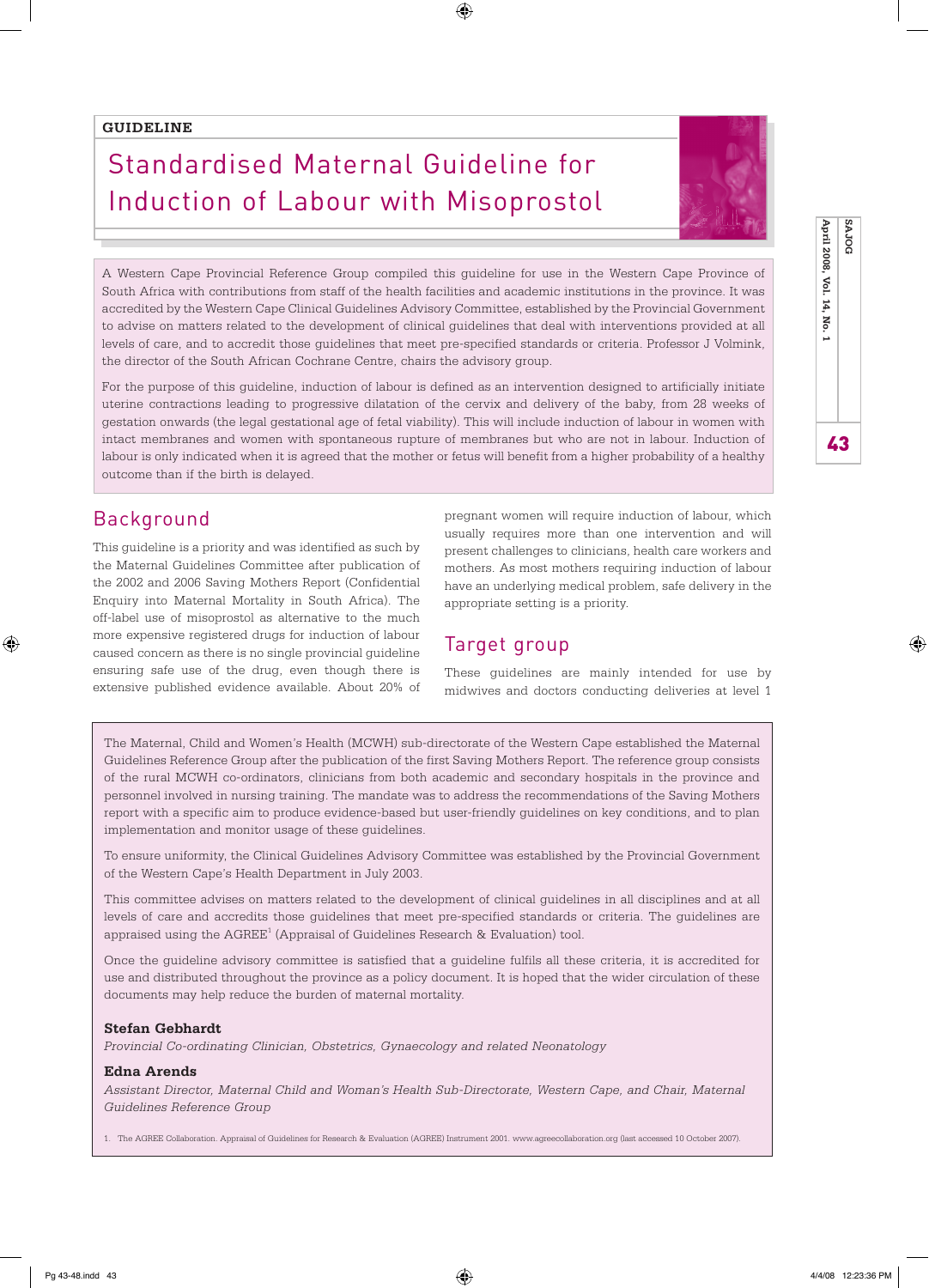**GUIDELINE**

# Standardised Maternal Guideline for Induction of Labour with Misoprostol

A Western Cape Provincial Reference Group compiled this guideline for use in the Western Cape Province of South Africa with contributions from staff of the health facilities and academic institutions in the province. It was accredited by the Western Cape Clinical Guidelines Advisory Committee, established by the Provincial Government to advise on matters related to the development of clinical guidelines that deal with interventions provided at all levels of care, and to accredit those guidelines that meet pre-specified standards or criteria. Professor J Volmink, the director of the South African Cochrane Centre, chairs the advisory group.

For the purpose of this guideline, induction of labour is defined as an intervention designed to artificially initiate uterine contractions leading to progressive dilatation of the cervix and delivery of the baby, from 28 weeks of gestation onwards (the legal gestational age of fetal viability). This will include induction of labour in women with intact membranes and women with spontaneous rupture of membranes but who are not in labour. Induction of labour is only indicated when it is agreed that the mother or fetus will benefit from a higher probability of a healthy outcome than if the birth is delayed.

## Background

This guideline is a priority and was identified as such by the Maternal Guidelines Committee after publication of the 2002 and 2006 Saving Mothers Report (Confidential Enquiry into Maternal Mortality in South Africa). The off-label use of misoprostol as alternative to the much more expensive registered drugs for induction of labour caused concern as there is no single provincial guideline ensuring safe use of the drug, even though there is extensive published evidence available. About 20% of pregnant women will require induction of labour, which usually requires more than one intervention and will present challenges to clinicians, health care workers and mothers. As most mothers requiring induction of labour have an underlying medical problem, safe delivery in the appropriate setting is a priority.

## Target group

These guidelines are mainly intended for use by midwives and doctors conducting deliveries at level 1

The Maternal, Child and Women's Health (MCWH) sub-directorate of the Western Cape established the Maternal Guidelines Reference Group after the publication of the first Saving Mothers Report. The reference group consists of the rural MCWH co-ordinators, clinicians from both academic and secondary hospitals in the province and personnel involved in nursing training. The mandate was to address the recommendations of the Saving Mothers report with a specific aim to produce evidence-based but user-friendly guidelines on key conditions, and to plan implementation and monitor usage of these guidelines.

To ensure uniformity, the Clinical Guidelines Advisory Committee was established by the Provincial Government of the Western Cape's Health Department in July 2003.

This committee advises on matters related to the development of clinical guidelines in all disciplines and at all levels of care and accredits those guidelines that meet pre-specified standards or criteria. The guidelines are appraised using the AGREE[1] (Appraisal of Guidelines Research & Evaluation) tool.

Once the guideline advisory committee is satisfied that a guideline fulfils all these criteria, it is accredited for use and distributed throughout the province as a policy document. It is hoped that the wider circulation of these documents may help reduce the burden of maternal mortality.

**Stefan Gebhardt**
*Provincial Co-ordinating Clinician, Obstetrics, Gynaecology and related Neonatology*

**Edna Arends**
*Assistant Director, Maternal Child and Woman's Health Sub-Directorate, Western Cape, and Chair, Maternal Guidelines Reference Group*

1. The AGREE Collaboration. Appraisal of Guidelines for Research & Evaluation (AGREE) Instrument 2001. www.agreecollaboration.org (last accessed 10 October 2007).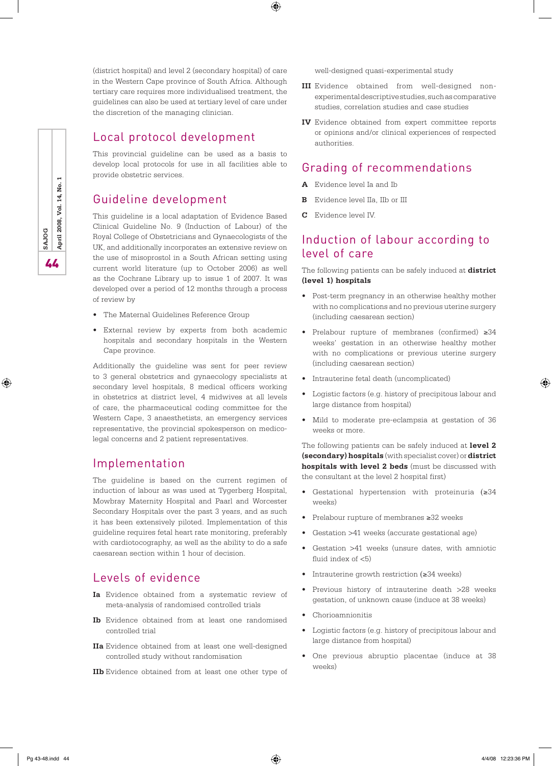(district hospital) and level 2 (secondary hospital) of care in the Western Cape province of South Africa. Although tertiary care requires more individualised treatment, the guidelines can also be used at tertiary level of care under the discretion of the managing clinician.

## Local protocol development

This provincial guideline can be used as a basis to develop local protocols for use in all facilities able to provide obstetric services.

## Guideline development

This guideline is a local adaptation of Evidence Based Clinical Guideline No. 9 (Induction of Labour) of the Royal College of Obstetricians and Gynaecologists of the UK, and additionally incorporates an extensive review on the use of misoprostol in a South African setting using current world literature (up to October 2006) as well as the Cochrane Library up to issue 1 of 2007. It was developed over a period of 12 months through a process of review by

- The Maternal Guidelines Reference Group
- External review by experts from both academic hospitals and secondary hospitals in the Western Cape province.

Additionally the guideline was sent for peer review to 3 general obstetrics and gynaecology specialists at secondary level hospitals, 8 medical officers working in obstetrics at district level, 4 midwives at all levels of care, the pharmaceutical coding committee for the Western Cape, 3 anaesthetists, an emergency services representative, the provincial spokesperson on medico-legal concerns and 2 patient representatives.

## Implementation

The guideline is based on the current regimen of induction of labour as was used at Tygerberg Hospital, Mowbray Maternity Hospital and Paarl and Worcester Secondary Hospitals over the past 3 years, and as such it has been extensively piloted. Implementation of this guideline requires fetal heart rate monitoring, preferably with cardiotocography, as well as the ability to do a safe caesarean section within 1 hour of decision.

## Levels of evidence

**Ia** Evidence obtained from a systematic review of meta-analysis of randomised controlled trials

**Ib** Evidence obtained from at least one randomised controlled trial

**IIa** Evidence obtained from at least one well-designed controlled study without randomisation

**IIb** Evidence obtained from at least one other type of well-designed quasi-experimental study

**III** Evidence obtained from well-designed non-experimental descriptive studies, such as comparative studies, correlation studies and case studies

**IV** Evidence obtained from expert committee reports or opinions and/or clinical experiences of respected authorities.

## Grading of recommendations

**A** Evidence level Ia and Ib

**B** Evidence level IIa, IIb or III

**C** Evidence level IV.

## Induction of labour according to level of care

The following patients can be safely induced at **district (level 1) hospitals**

- Post-term pregnancy in an otherwise healthy mother with no complications and no previous uterine surgery (including caesarean section)
- Prelabour rupture of membranes (confirmed) ≥34 weeks' gestation in an otherwise healthy mother with no complications or previous uterine surgery (including caesarean section)
- Intrauterine fetal death (uncomplicated)
- Logistic factors (e.g. history of precipitous labour and large distance from hospital)
- Mild to moderate pre-eclampsia at gestation of 36 weeks or more.

The following patients can be safely induced at **level 2 (secondary) hospitals** (with specialist cover) or **district hospitals with level 2 beds** (must be discussed with the consultant at the level 2 hospital first)

- Gestational hypertension with proteinuria (≥34 weeks)
- Prelabour rupture of membranes ≥32 weeks
- Gestation >41 weeks (accurate gestational age)
- Gestation >41 weeks (unsure dates, with amniotic fluid index of <5)
- Intrauterine growth restriction (≥34 weeks)
- Previous history of intrauterine death >28 weeks gestation, of unknown cause (induce at 38 weeks)
- Chorioamnionitis
- Logistic factors (e.g. history of precipitous labour and large distance from hospital)
- One previous abruptio placentae (induce at 38 weeks)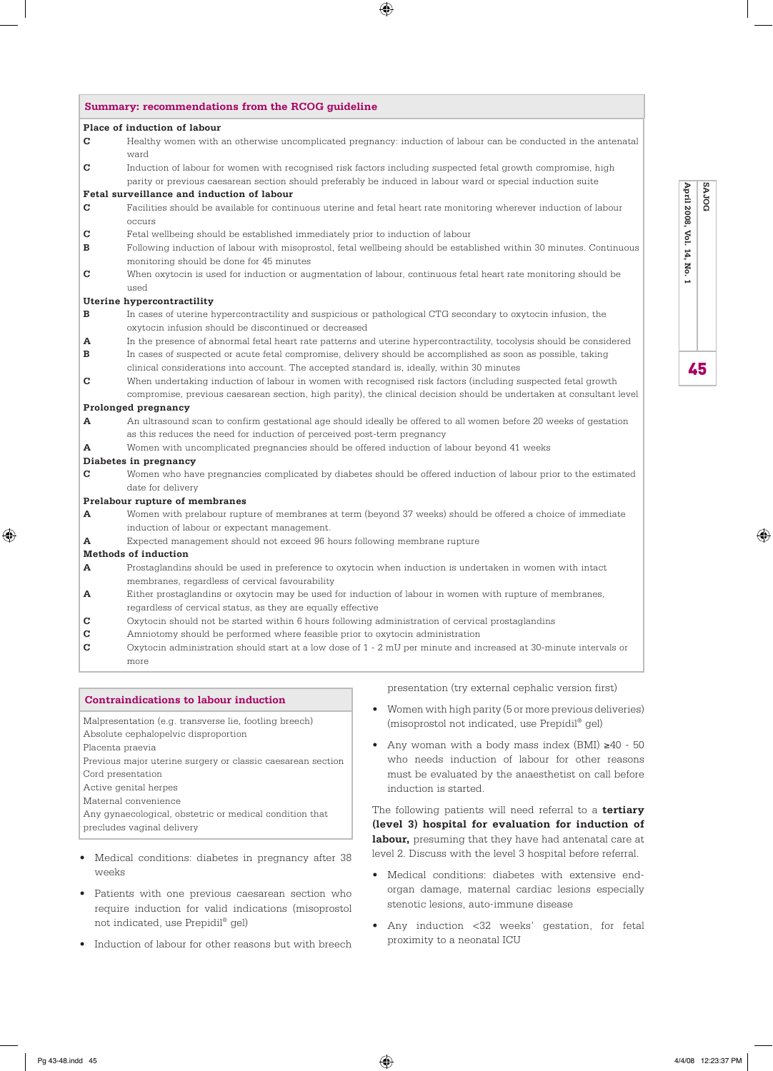## Summary: recommendations from the RCOG guideline

**Place of induction of labour**

| | |
|---|---|
| **C** | Healthy women with an otherwise uncomplicated pregnancy: induction of labour can be conducted in the antenatal ward |
| **C** | Induction of labour for women with recognised risk factors including suspected fetal growth compromise, high parity or previous caesarean section should preferably be induced in labour ward or special induction suite |

**Fetal surveillance and induction of labour**

| | |
|---|---|
| **C** | Facilities should be available for continuous uterine and fetal heart rate monitoring wherever induction of labour occurs |
| **C** | Fetal wellbeing should be established immediately prior to induction of labour |
| **B** | Following induction of labour with misoprostol, fetal wellbeing should be established within 30 minutes. Continuous monitoring should be done for 45 minutes |
| **C** | When oxytocin is used for induction or augmentation of labour, continuous fetal heart rate monitoring should be used |

**Uterine hypercontractility**

| | |
|---|---|
| **B** | In cases of uterine hypercontractility and suspicious or pathological CTG secondary to oxytocin infusion, the oxytocin infusion should be discontinued or decreased |
| **A** | In the presence of abnormal fetal heart rate patterns and uterine hypercontractility, tocolysis should be considered |
| **B** | In cases of suspected or acute fetal compromise, delivery should be accomplished as soon as possible, taking clinical considerations into account. The accepted standard is, ideally, within 30 minutes |
| **C** | When undertaking induction of labour in women with recognised risk factors (including suspected fetal growth compromise, previous caesarean section, high parity), the clinical decision should be undertaken at consultant level |

**Prolonged pregnancy**

| | |
|---|---|
| **A** | An ultrasound scan to confirm gestational age should ideally be offered to all women before 20 weeks of gestation as this reduces the need for induction of perceived post-term pregnancy |
| **A** | Women with uncomplicated pregnancies should be offered induction of labour beyond 41 weeks |

**Diabetes in pregnancy**

| | |
|---|---|
| **C** | Women who have pregnancies complicated by diabetes should be offered induction of labour prior to the estimated date for delivery |

**Prelabour rupture of membranes**

| | |
|---|---|
| **A** | Women with prelabour rupture of membranes at term (beyond 37 weeks) should be offered a choice of immediate induction of labour or expectant management. |
| **A** | Expected management should not exceed 96 hours following membrane rupture |

**Methods of induction**

| | |
|---|---|
| **A** | Prostaglandins should be used in preference to oxytocin when induction is undertaken in women with intact membranes, regardless of cervical favourability |
| **A** | Either prostaglandins or oxytocin may be used for induction of labour in women with rupture of membranes, regardless of cervical status, as they are equally effective |
| **C** | Oxytocin should not be started within 6 hours following administration of cervical prostaglandins |
| **C** | Amniotomy should be performed where feasible prior to oxytocin administration |
| **C** | Oxytocin administration should start at a low dose of 1 - 2 mU per minute and increased at 30-minute intervals or more |

## Contraindications to labour induction

Malpresentation (e.g. transverse lie, footling breech)
Absolute cephalopelvic disproportion
Placenta praevia
Previous major uterine surgery or classic caesarean section
Cord presentation
Active genital herpes
Maternal convenience
Any gynaecological, obstetric or medical condition that precludes vaginal delivery

- Medical conditions: diabetes in pregnancy after 38 weeks
- Patients with one previous caesarean section who require induction for valid indications (misoprostol not indicated, use Prepidil® gel)
- Induction of labour for other reasons but with breech presentation (try external cephalic version first)
- Women with high parity (5 or more previous deliveries) (misoprostol not indicated, use Prepidil® gel)
- Any woman with a body mass index (BMI) ≥40 - 50 who needs induction of labour for other reasons must be evaluated by the anaesthetist on call before induction is started.

The following patients will need referral to a **tertiary (level 3) hospital for evaluation for induction of labour,** presuming that they have had antenatal care at level 2. Discuss with the level 3 hospital before referral.

- Medical conditions: diabetes with extensive end-organ damage, maternal cardiac lesions especially stenotic lesions, auto-immune disease
- Any induction <32 weeks' gestation, for fetal proximity to a neonatal ICU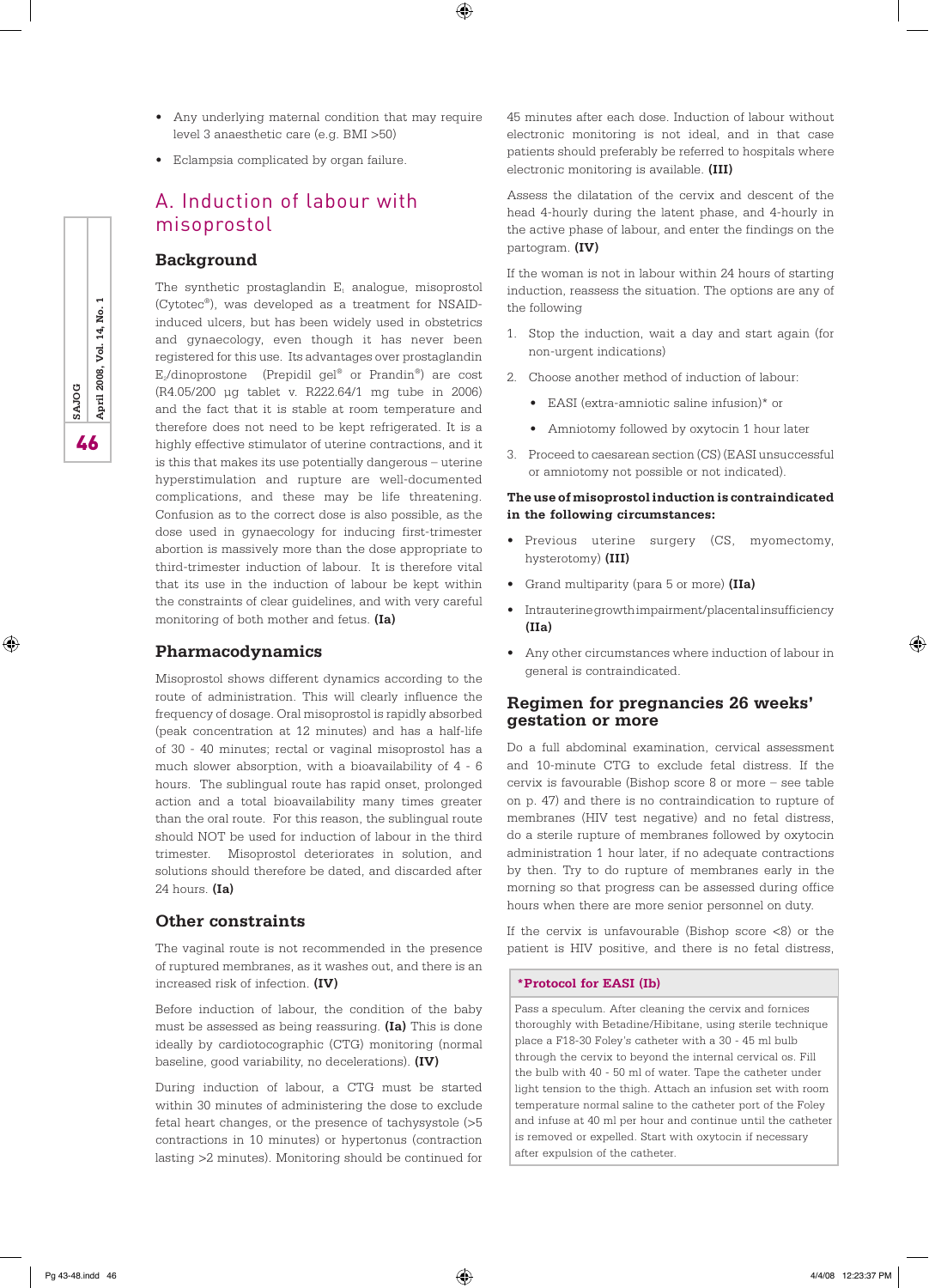- Any underlying maternal condition that may require level 3 anaesthetic care (e.g. BMI >50)
- Eclampsia complicated by organ failure.

## A. Induction of labour with misoprostol

### Background

The synthetic prostaglandin $E_1$ analogue, misoprostol (Cytotec®), was developed as a treatment for NSAID-induced ulcers, but has been widely used in obstetrics and gynaecology, even though it has never been registered for this use. Its advantages over prostaglandin $E_2$/dinoprostone (Prepidil gel® or Prandin®) are cost (R4.05/200 µg tablet v. R222.64/1 mg tube in 2006) and the fact that it is stable at room temperature and therefore does not need to be kept refrigerated. It is a highly effective stimulator of uterine contractions, and it is this that makes its use potentially dangerous – uterine hyperstimulation and rupture are well-documented complications, and these may be life threatening. Confusion as to the correct dose is also possible, as the dose used in gynaecology for inducing first-trimester abortion is massively more than the dose appropriate to third-trimester induction of labour. It is therefore vital that its use in the induction of labour be kept within the constraints of clear guidelines, and with very careful monitoring of both mother and fetus. **(Ia)**

### Pharmacodynamics

Misoprostol shows different dynamics according to the route of administration. This will clearly influence the frequency of dosage. Oral misoprostol is rapidly absorbed (peak concentration at 12 minutes) and has a half-life of 30 - 40 minutes; rectal or vaginal misoprostol has a much slower absorption, with a bioavailability of 4 - 6 hours. The sublingual route has rapid onset, prolonged action and a total bioavailability many times greater than the oral route. For this reason, the sublingual route should NOT be used for induction of labour in the third trimester. Misoprostol deteriorates in solution, and solutions should therefore be dated, and discarded after 24 hours. **(Ia)**

### Other constraints

The vaginal route is not recommended in the presence of ruptured membranes, as it washes out, and there is an increased risk of infection. **(IV)**

Before induction of labour, the condition of the baby must be assessed as being reassuring. **(Ia)** This is done ideally by cardiotocographic (CTG) monitoring (normal baseline, good variability, no decelerations). **(IV)**

During induction of labour, a CTG must be started within 30 minutes of administering the dose to exclude fetal heart changes, or the presence of tachysystole (>5 contractions in 10 minutes) or hypertonus (contraction lasting >2 minutes). Monitoring should be continued for 45 minutes after each dose. Induction of labour without electronic monitoring is not ideal, and in that case patients should preferably be referred to hospitals where electronic monitoring is available. **(III)**

Assess the dilatation of the cervix and descent of the head 4-hourly during the latent phase, and 4-hourly in the active phase of labour, and enter the findings on the partogram. **(IV)**

If the woman is not in labour within 24 hours of starting induction, reassess the situation. The options are any of the following

1. Stop the induction, wait a day and start again (for non-urgent indications)
2. Choose another method of induction of labour:
   - EASI (extra-amniotic saline infusion)* or
   - Amniotomy followed by oxytocin 1 hour later
3. Proceed to caesarean section (CS) (EASI unsuccessful or amniotomy not possible or not indicated).

**The use of misoprostol induction is contraindicated in the following circumstances:**

- Previous uterine surgery (CS, myomectomy, hysterotomy) **(III)**
- Grand multiparity (para 5 or more) **(IIa)**
- Intrauterine growth impairment/placental insufficiency **(IIa)**
- Any other circumstances where induction of labour in general is contraindicated.

### Regimen for pregnancies 26 weeks' gestation or more

Do a full abdominal examination, cervical assessment and 10-minute CTG to exclude fetal distress. If the cervix is favourable (Bishop score 8 or more – see table on p. 47) and there is no contraindication to rupture of membranes (HIV test negative) and no fetal distress, do a sterile rupture of membranes followed by oxytocin administration 1 hour later, if no adequate contractions by then. Try to do rupture of membranes early in the morning so that progress can be assessed during office hours when there are more senior personnel on duty.

If the cervix is unfavourable (Bishop score <8) or the patient is HIV positive, and there is no fetal distress,

**\*Protocol for EASI (Ib)**

Pass a speculum. After cleaning the cervix and fornices thoroughly with Betadine/Hibitane, using sterile technique place a F18-30 Foley's catheter with a 30 - 45 ml bulb through the cervix to beyond the internal cervical os. Fill the bulb with 40 - 50 ml of water. Tape the catheter under light tension to the thigh. Attach an infusion set with room temperature normal saline to the catheter port of the Foley and infuse at 40 ml per hour and continue until the catheter is removed or expelled. Start with oxytocin if necessary after expulsion of the catheter.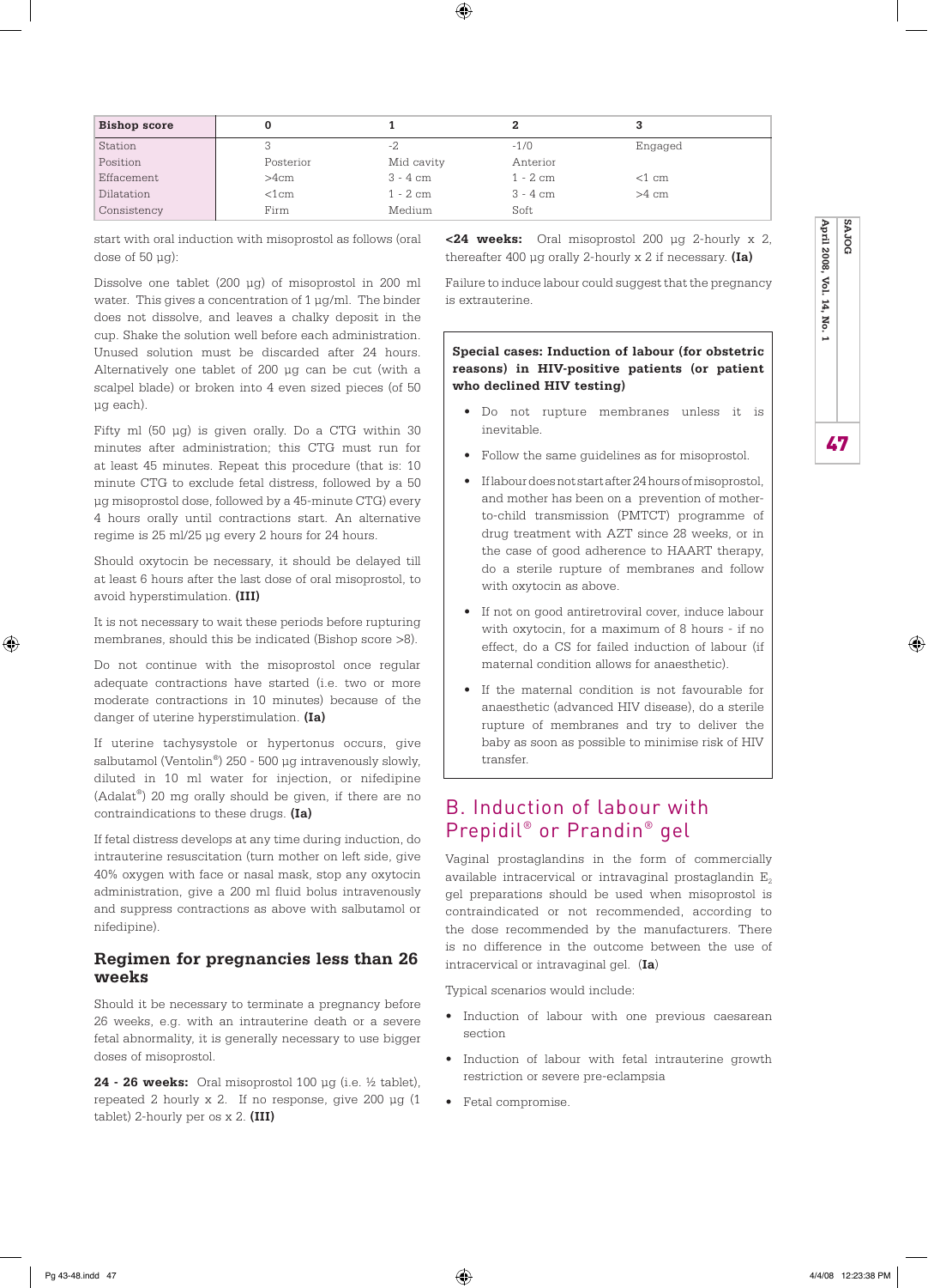| Bishop score | 0 | 1 | 2 | 3 |
|---|---|---|---|---|
| Station | 3 | -2 | -1/0 | Engaged |
| Position | Posterior | Mid cavity | Anterior | |
| Effacement | >4cm | 3 - 4 cm | 1 - 2 cm | <1 cm |
| Dilatation | <1cm | 1 - 2 cm | 3 - 4 cm | >4 cm |
| Consistency | Firm | Medium | Soft | |

start with oral induction with misoprostol as follows (oral dose of 50 µg):

Dissolve one tablet (200 µg) of misoprostol in 200 ml water. This gives a concentration of 1 µg/ml. The binder does not dissolve, and leaves a chalky deposit in the cup. Shake the solution well before each administration. Unused solution must be discarded after 24 hours. Alternatively one tablet of 200 µg can be cut (with a scalpel blade) or broken into 4 even sized pieces (of 50 µg each).

Fifty ml (50 µg) is given orally. Do a CTG within 30 minutes after administration; this CTG must run for at least 45 minutes. Repeat this procedure (that is: 10 minute CTG to exclude fetal distress, followed by a 50 µg misoprostol dose, followed by a 45-minute CTG) every 4 hours orally until contractions start. An alternative regime is 25 ml/25 µg every 2 hours for 24 hours.

Should oxytocin be necessary, it should be delayed till at least 6 hours after the last dose of oral misoprostol, to avoid hyperstimulation. **(III)**

It is not necessary to wait these periods before rupturing membranes, should this be indicated (Bishop score >8).

Do not continue with the misoprostol once regular adequate contractions have started (i.e. two or more moderate contractions in 10 minutes) because of the danger of uterine hyperstimulation. **(Ia)**

If uterine tachysystole or hypertonus occurs, give salbutamol (Ventolin®) 250 - 500 µg intravenously slowly, diluted in 10 ml water for injection, or nifedipine (Adalat®) 20 mg orally should be given, if there are no contraindications to these drugs. **(Ia)**

If fetal distress develops at any time during induction, do intrauterine resuscitation (turn mother on left side, give 40% oxygen with face or nasal mask, stop any oxytocin administration, give a 200 ml fluid bolus intravenously and suppress contractions as above with salbutamol or nifedipine).

### Regimen for pregnancies less than 26 weeks

Should it be necessary to terminate a pregnancy before 26 weeks, e.g. with an intrauterine death or a severe fetal abnormality, it is generally necessary to use bigger doses of misoprostol.

**24 - 26 weeks:** Oral misoprostol 100 µg (i.e. ½ tablet), repeated 2 hourly x 2. If no response, give 200 µg (1 tablet) 2-hourly per os x 2. **(III)**

**<24 weeks:** Oral misoprostol 200 µg 2-hourly x 2, thereafter 400 µg orally 2-hourly x 2 if necessary. **(Ia)**

Failure to induce labour could suggest that the pregnancy is extrauterine.

**Special cases: Induction of labour (for obstetric reasons) in HIV-positive patients (or patient who declined HIV testing)**

- Do not rupture membranes unless it is inevitable.
- Follow the same guidelines as for misoprostol.
- If labour does not start after 24 hours of misoprostol, and mother has been on a prevention of mother-to-child transmission (PMTCT) programme of drug treatment with AZT since 28 weeks, or in the case of good adherence to HAART therapy, do a sterile rupture of membranes and follow with oxytocin as above.
- If not on good antiretroviral cover, induce labour with oxytocin, for a maximum of 8 hours - if no effect, do a CS for failed induction of labour (if maternal condition allows for anaesthetic).
- If the maternal condition is not favourable for anaesthetic (advanced HIV disease), do a sterile rupture of membranes and try to deliver the baby as soon as possible to minimise risk of HIV transfer.

## B. Induction of labour with Prepidil® or Prandin® gel

Vaginal prostaglandins in the form of commercially available intracervical or intravaginal prostaglandin $E_2$ gel preparations should be used when misoprostol is contraindicated or not recommended, according to the dose recommended by the manufacturers. There is no difference in the outcome between the use of intracervical or intravaginal gel. **(Ia)**

Typical scenarios would include:

- Induction of labour with one previous caesarean section
- Induction of labour with fetal intrauterine growth restriction or severe pre-eclampsia
- Fetal compromise.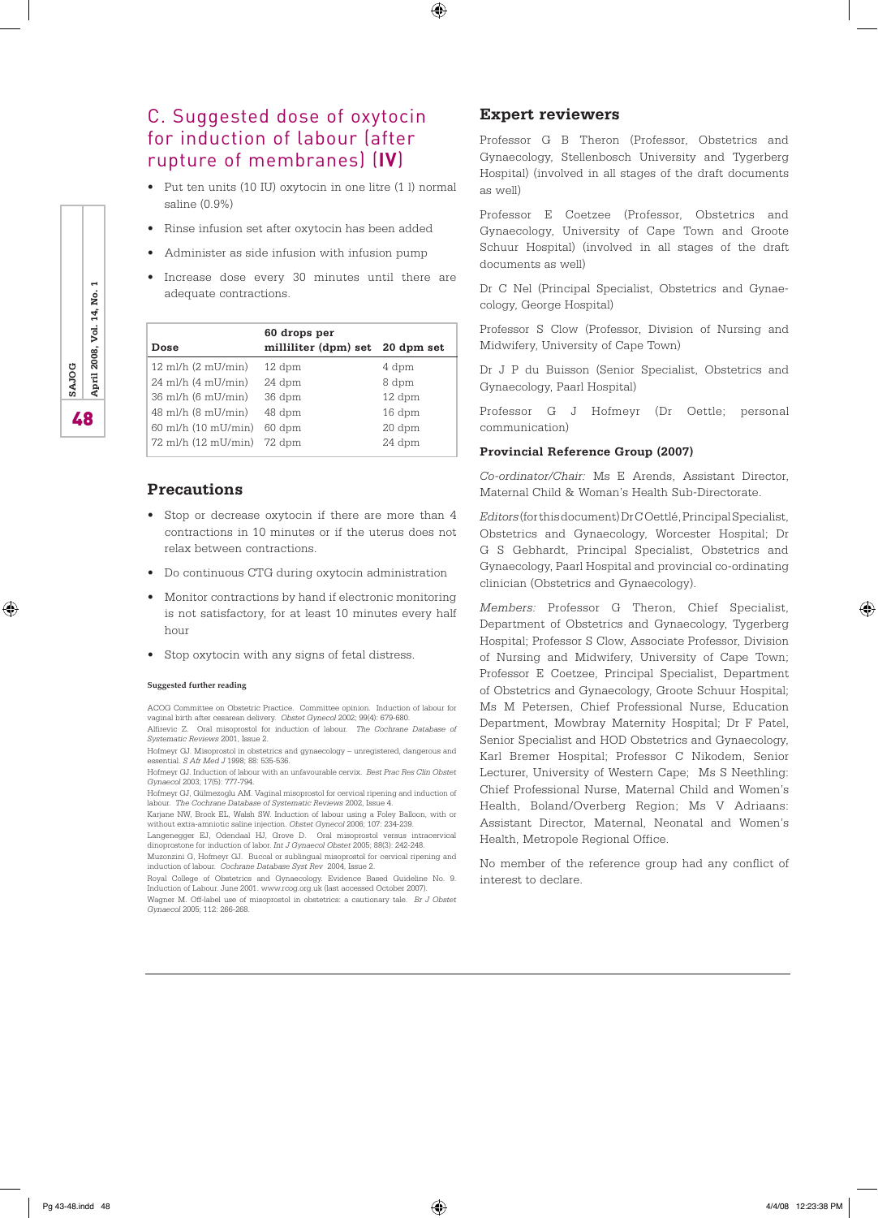## C. Suggested dose of oxytocin for induction of labour (after rupture of membranes) (IV)

- Put ten units (10 IU) oxytocin in one litre (1 l) normal saline (0.9%)
- Rinse infusion set after oxytocin has been added
- Administer as side infusion with infusion pump
- Increase dose every 30 minutes until there are adequate contractions.

| Dose | 60 drops per milliliter (dpm) set | 20 dpm set |
|---|---|---|
| 12 ml/h (2 mU/min) | 12 dpm | 4 dpm |
| 24 ml/h (4 mU/min) | 24 dpm | 8 dpm |
| 36 ml/h (6 mU/min) | 36 dpm | 12 dpm |
| 48 ml/h (8 mU/min) | 48 dpm | 16 dpm |
| 60 ml/h (10 mU/min) | 60 dpm | 20 dpm |
| 72 ml/h (12 mU/min) | 72 dpm | 24 dpm |

## Precautions

- Stop or decrease oxytocin if there are more than 4 contractions in 10 minutes or if the uterus does not relax between contractions.
- Do continuous CTG during oxytocin administration
- Monitor contractions by hand if electronic monitoring is not satisfactory, for at least 10 minutes every half hour
- Stop oxytocin with any signs of fetal distress.

#### Suggested further reading

ACOG Committee on Obstetric Practice. Committee opinion. Induction of labour for vaginal birth after cesarean delivery. *Obstet Gynecol* 2002; 99(4): 679-680.

Alfirevic Z. Oral misoprostol for induction of labour. *The Cochrane Database of Systematic Reviews* 2001, Issue 2.

Hofmeyr GJ. Misoprostol in obstetrics and gynaecology – unregistered, dangerous and essential. *S Afr Med J* 1998; 88: 535-536.

Hofmeyr GJ. Induction of labour with an unfavourable cervix. *Best Prac Res Clin Obstet Gynaecol* 2003; 17(5): 777-794.

Hofmeyr GJ, Gülmezoglu AM. Vaginal misoprostol for cervical ripening and induction of labour. *The Cochrane Database of Systematic Reviews* 2002, Issue 4.

Karjane NW, Brock EL, Walsh SW. Induction of labour using a Foley Balloon, with or without extra-amniotic saline injection. *Obstet Gynecol* 2006; 107: 234-239.

Langenegger EJ, Odendaal HJ, Grove D. Oral misoprostol versus intracervical dinoprostone for induction of labor. *Int J Gynaecol Obstet* 2005; 88(3): 242-248.

Muzonzini G, Hofmeyr GJ. Buccal or sublingual misoprostol for cervical ripening and induction of labour. *Cochrane Database Syst Rev* 2004, Issue 2.

Royal College of Obstetrics and Gynaecology. Evidence Based Guideline No. 9. Induction of Labour. June 2001. www.rcog.org.uk (last accessed October 2007).

Wagner M. Off-label use of misoprostol in obstetrics: a cautionary tale. *Br J Obstet Gynaecol* 2005; 112: 266-268.

## Expert reviewers

Professor G B Theron (Professor, Obstetrics and Gynaecology, Stellenbosch University and Tygerberg Hospital) (involved in all stages of the draft documents as well)

Professor E Coetzee (Professor, Obstetrics and Gynaecology, University of Cape Town and Groote Schuur Hospital) (involved in all stages of the draft documents as well)

Dr C Nel (Principal Specialist, Obstetrics and Gynaecology, George Hospital)

Professor S Clow (Professor, Division of Nursing and Midwifery, University of Cape Town)

Dr J P du Buisson (Senior Specialist, Obstetrics and Gynaecology, Paarl Hospital)

Professor G J Hofmeyr (Dr Oettle; personal communication)

### Provincial Reference Group (2007)

*Co-ordinator/Chair:* Ms E Arends, Assistant Director, Maternal Child & Woman's Health Sub-Directorate.

*Editors* (for this document) Dr C Oettlé, Principal Specialist, Obstetrics and Gynaecology, Worcester Hospital; Dr G S Gebhardt, Principal Specialist, Obstetrics and Gynaecology, Paarl Hospital and provincial co-ordinating clinician (Obstetrics and Gynaecology).

*Members:* Professor G Theron, Chief Specialist, Department of Obstetrics and Gynaecology, Tygerberg Hospital; Professor S Clow, Associate Professor, Division of Nursing and Midwifery, University of Cape Town; Professor E Coetzee, Principal Specialist, Department of Obstetrics and Gynaecology, Groote Schuur Hospital; Ms M Petersen, Chief Professional Nurse, Education Department, Mowbray Maternity Hospital; Dr F Patel, Senior Specialist and HOD Obstetrics and Gynaecology, Karl Bremer Hospital; Professor C Nikodem, Senior Lecturer, University of Western Cape; Ms S Neethling: Chief Professional Nurse, Maternal Child and Women's Health, Boland/Overberg Region; Ms V Adriaans: Assistant Director, Maternal, Neonatal and Women's Health, Metropole Regional Office.

No member of the reference group had any conflict of interest to declare.